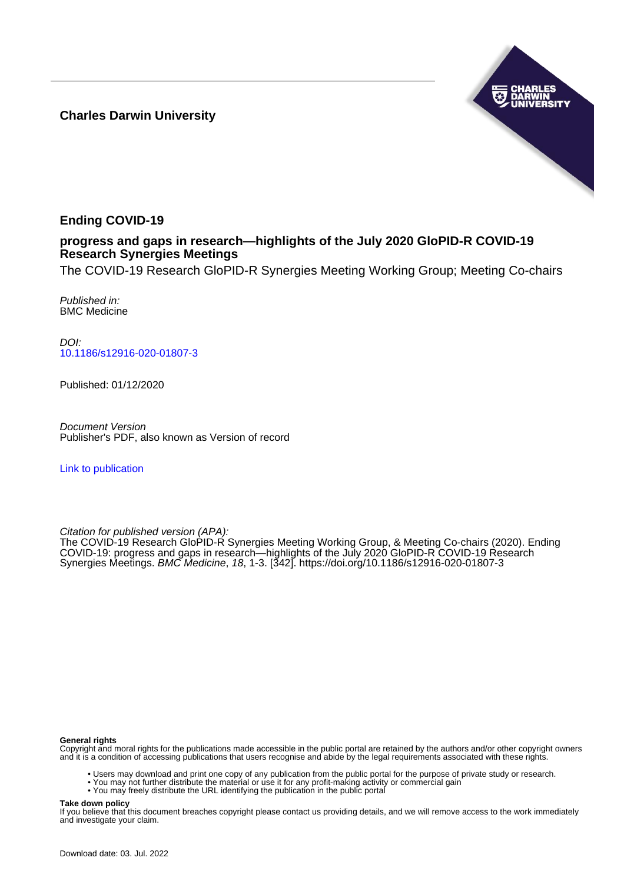**Charles Darwin University**

# Ending COVID-19

## progress and gaps in research—highlights of the July 2020 GloPID-R COVID-19 Research Synergies Meetings

The COVID-19 Research GloPID-R Synergies Meeting Working Group; Meeting Co-chairs

*Published in:*
BMC Medicine

*DOI:*
10.1186/s12916-020-01807-3

Published: 01/12/2020

*Document Version*
Publisher's PDF, also known as Version of record

Link to publication

*Citation for published version (APA):*
The COVID-19 Research GloPID-R Synergies Meeting Working Group, & Meeting Co-chairs (2020). Ending COVID-19: progress and gaps in research—highlights of the July 2020 GloPID-R COVID-19 Research Synergies Meetings. *BMC Medicine*, *18*, 1-3. [342]. https://doi.org/10.1186/s12916-020-01807-3

**General rights**
Copyright and moral rights for the publications made accessible in the public portal are retained by the authors and/or other copyright owners and it is a condition of accessing publications that users recognise and abide by the legal requirements associated with these rights.

- Users may download and print one copy of any publication from the public portal for the purpose of private study or research.
- You may not further distribute the material or use it for any profit-making activity or commercial gain
- You may freely distribute the URL identifying the publication in the public portal

**Take down policy**
If you believe that this document breaches copyright please contact us providing details, and we will remove access to the work immediately and investigate your claim.

Download date: 03. Jul. 2022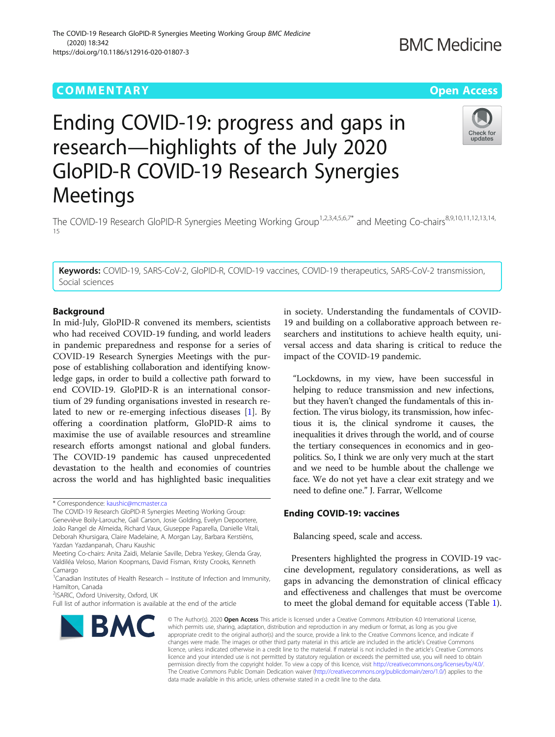# Ending COVID-19: progress and gaps in research—highlights of the July 2020 GloPID-R COVID-19 Research Synergies Meetings

The COVID-19 Research GloPID-R Synergies Meeting Working Group[1,2,3,4,5,6,7*] and Meeting Co-chairs[8,9,10,11,12,13,14,15]

**Keywords:** COVID-19, SARS-CoV-2, GloPID-R, COVID-19 vaccines, COVID-19 therapeutics, SARS-CoV-2 transmission, Social sciences

## Background

In mid-July, GloPID-R convened its members, scientists who had received COVID-19 funding, and world leaders in pandemic preparedness and response for a series of COVID-19 Research Synergies Meetings with the purpose of establishing collaboration and identifying knowledge gaps, in order to build a collective path forward to end COVID-19. GloPID-R is an international consortium of 29 funding organisations invested in research related to new or re-emerging infectious diseases [1]. By offering a coordination platform, GloPID-R aims to maximise the use of available resources and streamline research efforts amongst national and global funders. The COVID-19 pandemic has caused unprecedented devastation to the health and economies of countries across the world and has highlighted basic inequalities in society. Understanding the fundamentals of COVID-19 and building on a collaborative approach between researchers and institutions to achieve health equity, universal access and data sharing is critical to reduce the impact of the COVID-19 pandemic.

> "Lockdowns, in my view, have been successful in helping to reduce transmission and new infections, but they haven't changed the fundamentals of this infection. The virus biology, its transmission, how infectious it is, the clinical syndrome it causes, the inequalities it drives through the world, and of course the tertiary consequences in economics and in geopolitics. So, I think we are only very much at the start and we need to be humble about the challenge we face. We do not yet have a clear exit strategy and we need to define one." J. Farrar, Wellcome

## Ending COVID-19: vaccines

Balancing speed, scale and access.

Presenters highlighted the progress in COVID-19 vaccine development, regulatory considerations, as well as gaps in advancing the demonstration of clinical efficacy and effectiveness and challenges that must be overcome to meet the global demand for equitable access (Table 1).

\* Correspondence: kaushic@mcmaster.ca

The COVID-19 Research GloPID-R Synergies Meeting Working Group: Geneviève Boily-Larouche, Gail Carson, Josie Golding, Evelyn Depoortere, João Rangel de Almeida, Richard Vaux, Giuseppe Paparella, Danielle Vitali, Deborah Khursigara, Claire Madelaine, A. Morgan Lay, Barbara Kerstiëns, Yazdan Yazdanpanah, Charu Kaushic

Meeting Co-chairs: Anita Zaidi, Melanie Saville, Debra Yeskey, Glenda Gray, Valdiléa Veloso, Marion Koopmans, David Fisman, Kristy Crooks, Kenneth Camargo

[1]Canadian Institutes of Health Research – Institute of Infection and Immunity, Hamilton, Canada

[2]ISARIC, Oxford University, Oxford, UK

Full list of author information is available at the end of the article

© The Author(s). 2020 **Open Access** This article is licensed under a Creative Commons Attribution 4.0 International License, which permits use, sharing, adaptation, distribution and reproduction in any medium or format, as long as you give appropriate credit to the original author(s) and the source, provide a link to the Creative Commons licence, and indicate if changes were made. The images or other third party material in this article are included in the article's Creative Commons licence, unless indicated otherwise in a credit line to the material. If material is not included in the article's Creative Commons licence and your intended use is not permitted by statutory regulation or exceeds the permitted use, you will need to obtain permission directly from the copyright holder. To view a copy of this licence, visit http://creativecommons.org/licenses/by/4.0/. The Creative Commons Public Domain Dedication waiver (http://creativecommons.org/publicdomain/zero/1.0/) applies to the data made available in this article, unless otherwise stated in a credit line to the data.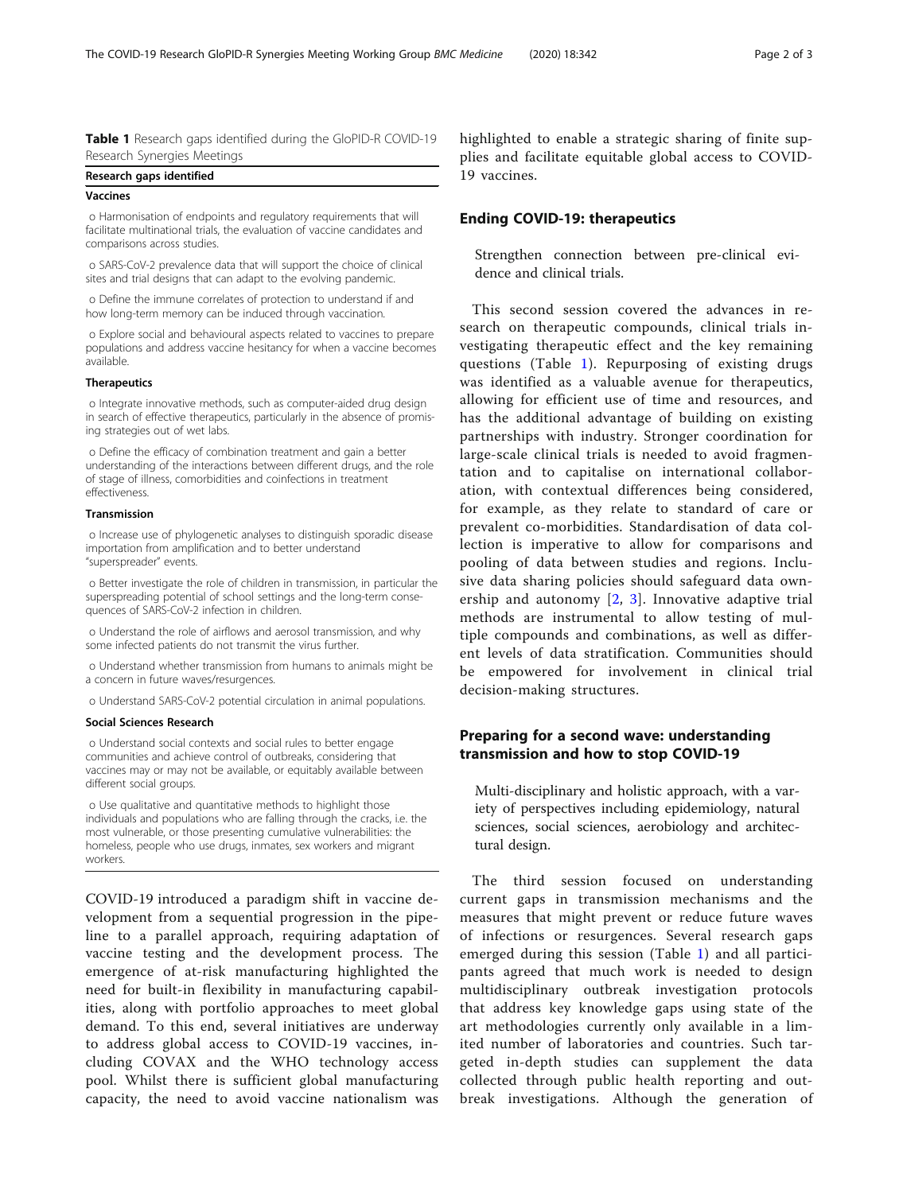**Table 1** Research gaps identified during the GloPID-R COVID-19 Research Synergies Meetings

| Research gaps identified |
| --- |
| **Vaccines** |
| o Harmonisation of endpoints and regulatory requirements that will facilitate multinational trials, the evaluation of vaccine candidates and comparisons across studies. |
| o SARS-CoV-2 prevalence data that will support the choice of clinical sites and trial designs that can adapt to the evolving pandemic. |
| o Define the immune correlates of protection to understand if and how long-term memory can be induced through vaccination. |
| o Explore social and behavioural aspects related to vaccines to prepare populations and address vaccine hesitancy for when a vaccine becomes available. |
| **Therapeutics** |
| o Integrate innovative methods, such as computer-aided drug design in search of effective therapeutics, particularly in the absence of promising strategies out of wet labs. |
| o Define the efficacy of combination treatment and gain a better understanding of the interactions between different drugs, and the role of stage of illness, comorbidities and coinfections in treatment effectiveness. |
| **Transmission** |
| o Increase use of phylogenetic analyses to distinguish sporadic disease importation from amplification and to better understand "superspreader" events. |
| o Better investigate the role of children in transmission, in particular the superspreading potential of school settings and the long-term consequences of SARS-CoV-2 infection in children. |
| o Understand the role of airflows and aerosol transmission, and why some infected patients do not transmit the virus further. |
| o Understand whether transmission from humans to animals might be a concern in future waves/resurgences. |
| o Understand SARS-CoV-2 potential circulation in animal populations. |
| **Social Sciences Research** |
| o Understand social contexts and social rules to better engage communities and achieve control of outbreaks, considering that vaccines may or may not be available, or equitably available between different social groups. |
| o Use qualitative and quantitative methods to highlight those individuals and populations who are falling through the cracks, i.e. the most vulnerable, or those presenting cumulative vulnerabilities: the homeless, people who use drugs, inmates, sex workers and migrant workers. |

COVID-19 introduced a paradigm shift in vaccine development from a sequential progression in the pipeline to a parallel approach, requiring adaptation of vaccine testing and the development process. The emergence of at-risk manufacturing highlighted the need for built-in flexibility in manufacturing capabilities, along with portfolio approaches to meet global demand. To this end, several initiatives are underway to address global access to COVID-19 vaccines, including COVAX and the WHO technology access pool. Whilst there is sufficient global manufacturing capacity, the need to avoid vaccine nationalism was highlighted to enable a strategic sharing of finite supplies and facilitate equitable global access to COVID-19 vaccines.

## Ending COVID-19: therapeutics

> Strengthen connection between pre-clinical evidence and clinical trials.

This second session covered the advances in research on therapeutic compounds, clinical trials investigating therapeutic effect and the key remaining questions (Table 1). Repurposing of existing drugs was identified as a valuable avenue for therapeutics, allowing for efficient use of time and resources, and has the additional advantage of building on existing partnerships with industry. Stronger coordination for large-scale clinical trials is needed to avoid fragmentation and to capitalise on international collaboration, with contextual differences being considered, for example, as they relate to standard of care or prevalent co-morbidities. Standardisation of data collection is imperative to allow for comparisons and pooling of data between studies and regions. Inclusive data sharing policies should safeguard data ownership and autonomy [2, 3]. Innovative adaptive trial methods are instrumental to allow testing of multiple compounds and combinations, as well as different levels of data stratification. Communities should be empowered for involvement in clinical trial decision-making structures.

## Preparing for a second wave: understanding transmission and how to stop COVID-19

> Multi-disciplinary and holistic approach, with a variety of perspectives including epidemiology, natural sciences, social sciences, aerobiology and architectural design.

The third session focused on understanding current gaps in transmission mechanisms and the measures that might prevent or reduce future waves of infections or resurgences. Several research gaps emerged during this session (Table 1) and all participants agreed that much work is needed to design multidisciplinary outbreak investigation protocols that address key knowledge gaps using state of the art methodologies currently only available in a limited number of laboratories and countries. Such targeted in-depth studies can supplement the data collected through public health reporting and outbreak investigations. Although the generation of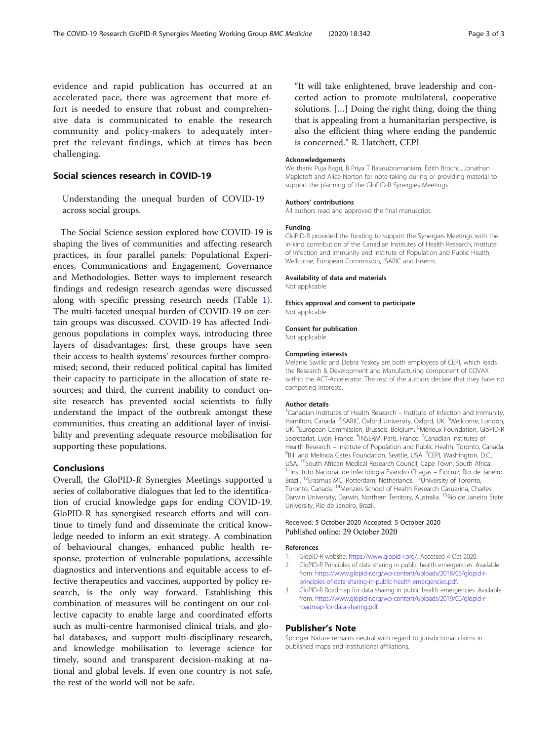evidence and rapid publication has occurred at an accelerated pace, there was agreement that more effort is needed to ensure that robust and comprehensive data is communicated to enable the research community and policy-makers to adequately interpret the relevant findings, which at times has been challenging.

## Social sciences research in COVID-19

> Understanding the unequal burden of COVID-19 across social groups.

The Social Science session explored how COVID-19 is shaping the lives of communities and affecting research practices, in four parallel panels: Populational Experiences, Communications and Engagement, Governance and Methodologies. Better ways to implement research findings and redesign research agendas were discussed along with specific pressing research needs (Table 1). The multi-faceted unequal burden of COVID-19 on certain groups was discussed. COVID-19 has affected Indigenous populations in complex ways, introducing three layers of disadvantages: first, these groups have seen their access to health systems' resources further compromised; second, their reduced political capital has limited their capacity to participate in the allocation of state resources; and third, the current inability to conduct onsite research has prevented social scientists to fully understand the impact of the outbreak amongst these communities, thus creating an additional layer of invisibility and preventing adequate resource mobilisation for supporting these populations.

## Conclusions

Overall, the GloPID-R Synergies Meetings supported a series of collaborative dialogues that led to the identification of crucial knowledge gaps for ending COVID-19. GloPID-R has synergised research efforts and will continue to timely fund and disseminate the critical knowledge needed to inform an exit strategy. A combination of behavioural changes, enhanced public health response, protection of vulnerable populations, accessible diagnostics and interventions and equitable access to effective therapeutics and vaccines, supported by policy research, is the only way forward. Establishing this combination of measures will be contingent on our collective capacity to enable large and coordinated efforts such as multi-centre harmonised clinical trials, and global databases, and support multi-disciplinary research, and knowledge mobilisation to leverage science for timely, sound and transparent decision-making at national and global levels. If even one country is not safe, the rest of the world will not be safe.

> "It will take enlightened, brave leadership and concerted action to promote multilateral, cooperative solutions. […] Doing the right thing, doing the thing that is appealing from a humanitarian perspective, is also the efficient thing where ending the pandemic is concerned." R. Hatchett, CEPI

### Acknowledgements

We thank Puja Bagri, B Priya T Balasubramaniam, Édith Brochu, Jonathan Mapletoft and Alice Norton for note-taking during or providing material to support the planning of the GloPID-R Synergies Meetings.

### Authors' contributions

All authors read and approved the final manuscript.

### Funding

GloPID-R provided the funding to support the Synergies Meetings with the in-kind contribution of the Canadian Institutes of Health Research, Institute of Infection and Immunity and Institute of Population and Public Health, Wellcome, European Commission, ISARIC and Inserm.

### Availability of data and materials

Not applicable

### Ethics approval and consent to participate

Not applicable

### Consent for publication

Not applicable

### Competing interests

Melanie Saville and Debra Yeskey are both employees of CEPI, which leads the Research & Development and Manufacturing component of COVAX within the ACT-Accelerator. The rest of the authors declare that they have no competing interests.

### Author details

[1]Canadian Institutes of Health Research – Institute of Infection and Immunity, Hamilton, Canada. [2]ISARIC, Oxford University, Oxford, UK. [3]Wellcome, London, UK. [4]European Commission, Brussels, Belgium. [5]Merieux Foundation, GloPID-R Secretariat, Lyon, France. [6]INSERM, Paris, France. [7]Canadian Institutes of Health Research – Institute of Population and Public Health, Toronto, Canada. [8]Bill and Melinda Gates Foundation, Seattle, USA. [9]CEPI, Washington, D.C., USA. [10]South African Medical Research Council, Cape Town, South Africa. [11]Instituto Nacional de Infectologia Evandro Chagas – Fiocruz, Rio de Janeiro, Brazil. [12]Erasmus MC, Rotterdam, Netherlands. [13]University of Toronto, Toronto, Canada. [14]Menzies School of Health Research Casuarina, Charles Darwin University, Darwin, Northern Territory, Australia. [15]Rio de Janeiro State University, Rio de Janeiro, Brazil.

Received: 5 October 2020 Accepted: 5 October 2020
Published online: 29 October 2020

### References

1. GlopID-R website: https://www.glopid-r.org/. Accessed 4 Oct 2020.
2. GloPID-R Principles of data sharing in public health emergencies. Available from: https://www.glopid-r.org/wp-content/uploads/2018/06/glopid-r-principles-of-data-sharing-in-public-health-emergencies.pdf.
3. GloPID-R Roadmap for data sharing in public health emergencies. Available from: https://www.glopid-r.org/wp-content/uploads/2019/06/glopid-r-roadmap-for-data-sharing.pdf.

## Publisher's Note

Springer Nature remains neutral with regard to jurisdictional claims in published maps and institutional affiliations.